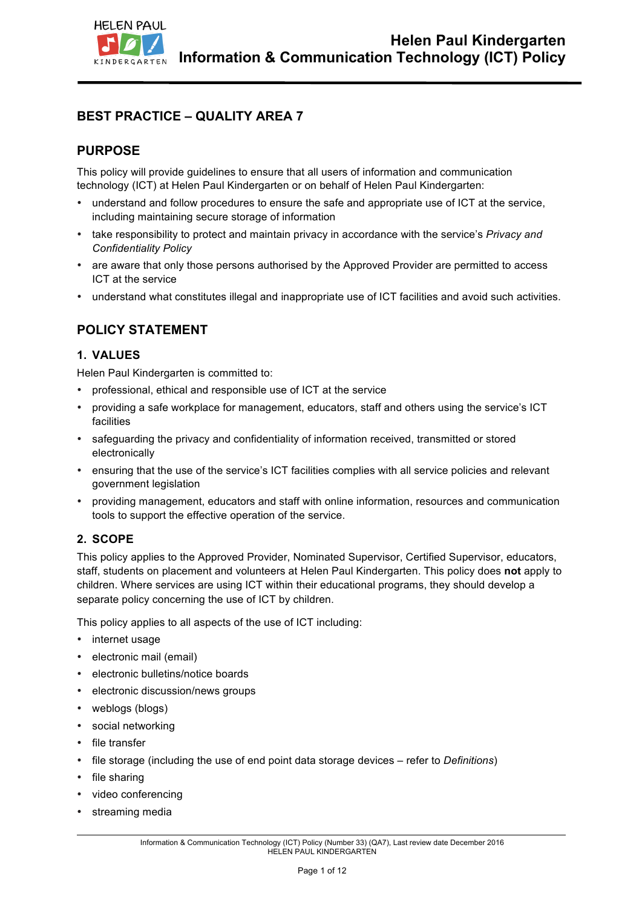# Helen Paul Kindergarten Information & Communication Technology (ICT) Policy

## BEST PRACTICE – QUALITY AREA 7

## PURPOSE

This policy will provide guidelines to ensure that all users of information and communication technology (ICT) at Helen Paul Kindergarten or on behalf of Helen Paul Kindergarten:

- understand and follow procedures to ensure the safe and appropriate use of ICT at the service, including maintaining secure storage of information
- take responsibility to protect and maintain privacy in accordance with the service's *Privacy and Confidentiality Policy*
- are aware that only those persons authorised by the Approved Provider are permitted to access ICT at the service
- understand what constitutes illegal and inappropriate use of ICT facilities and avoid such activities.

## POLICY STATEMENT

### 1. VALUES

Helen Paul Kindergarten is committed to:

- professional, ethical and responsible use of ICT at the service
- providing a safe workplace for management, educators, staff and others using the service's ICT facilities
- safeguarding the privacy and confidentiality of information received, transmitted or stored electronically
- ensuring that the use of the service's ICT facilities complies with all service policies and relevant government legislation
- providing management, educators and staff with online information, resources and communication tools to support the effective operation of the service.

### 2. SCOPE

This policy applies to the Approved Provider, Nominated Supervisor, Certified Supervisor, educators, staff, students on placement and volunteers at Helen Paul Kindergarten. This policy does **not** apply to children. Where services are using ICT within their educational programs, they should develop a separate policy concerning the use of ICT by children.

This policy applies to all aspects of the use of ICT including:

- internet usage
- electronic mail (email)
- electronic bulletins/notice boards
- electronic discussion/news groups
- weblogs (blogs)
- social networking
- file transfer
- file storage (including the use of end point data storage devices – refer to *Definitions*)
- file sharing
- video conferencing
- streaming media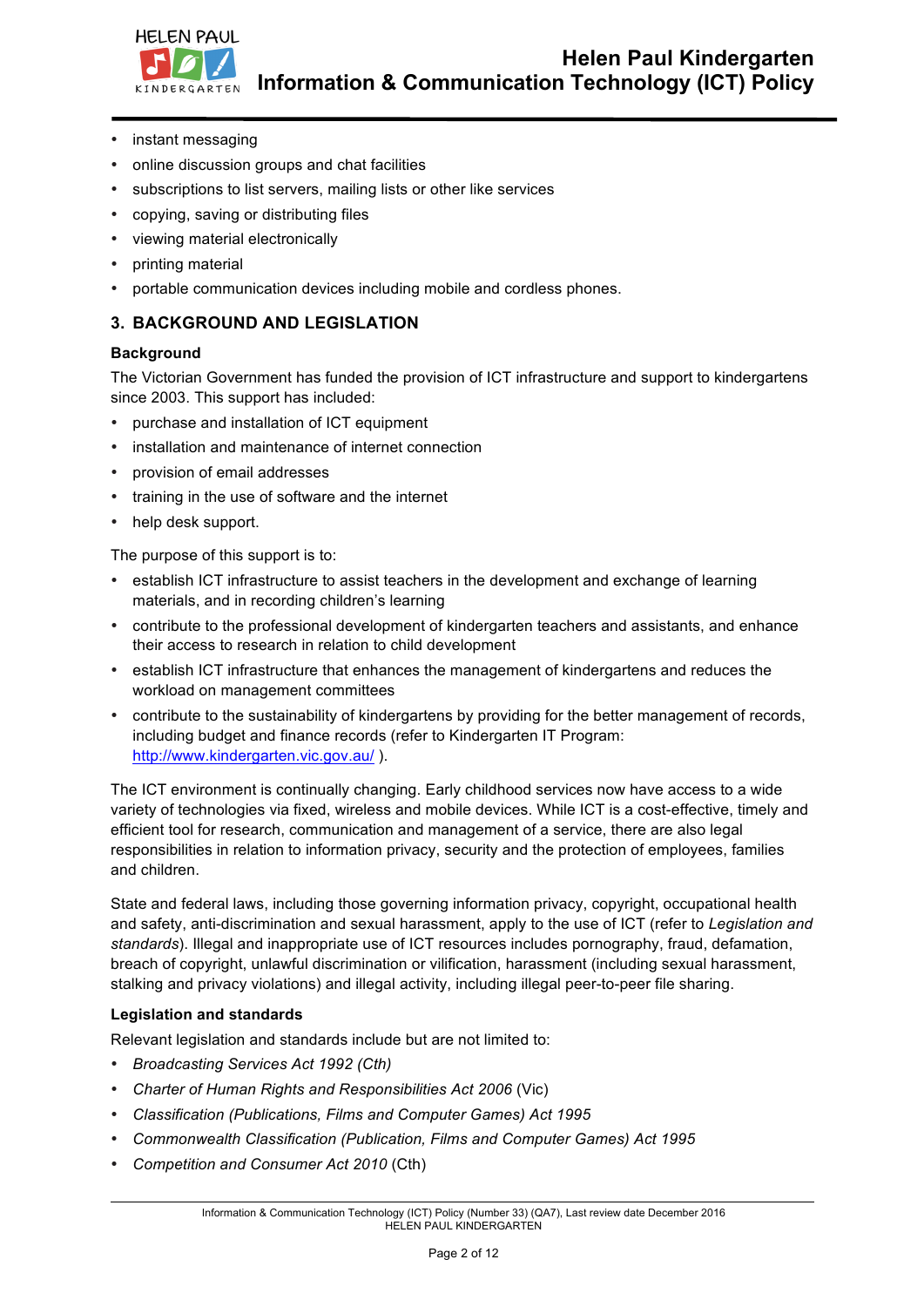- instant messaging
- online discussion groups and chat facilities
- subscriptions to list servers, mailing lists or other like services
- copying, saving or distributing files
- viewing material electronically
- printing material
- portable communication devices including mobile and cordless phones.

## 3. BACKGROUND AND LEGISLATION

### Background

The Victorian Government has funded the provision of ICT infrastructure and support to kindergartens since 2003. This support has included:

- purchase and installation of ICT equipment
- installation and maintenance of internet connection
- provision of email addresses
- training in the use of software and the internet
- help desk support.

The purpose of this support is to:

- establish ICT infrastructure to assist teachers in the development and exchange of learning materials, and in recording children's learning
- contribute to the professional development of kindergarten teachers and assistants, and enhance their access to research in relation to child development
- establish ICT infrastructure that enhances the management of kindergartens and reduces the workload on management committees
- contribute to the sustainability of kindergartens by providing for the better management of records, including budget and finance records (refer to Kindergarten IT Program: http://www.kindergarten.vic.gov.au/ ).

The ICT environment is continually changing. Early childhood services now have access to a wide variety of technologies via fixed, wireless and mobile devices. While ICT is a cost-effective, timely and efficient tool for research, communication and management of a service, there are also legal responsibilities in relation to information privacy, security and the protection of employees, families and children.

State and federal laws, including those governing information privacy, copyright, occupational health and safety, anti-discrimination and sexual harassment, apply to the use of ICT (refer to *Legislation and standards*). Illegal and inappropriate use of ICT resources includes pornography, fraud, defamation, breach of copyright, unlawful discrimination or vilification, harassment (including sexual harassment, stalking and privacy violations) and illegal activity, including illegal peer-to-peer file sharing.

### Legislation and standards

Relevant legislation and standards include but are not limited to:

- *Broadcasting Services Act 1992 (Cth)*
- *Charter of Human Rights and Responsibilities Act 2006* (Vic)
- *Classification (Publications, Films and Computer Games) Act 1995*
- *Commonwealth Classification (Publication, Films and Computer Games) Act 1995*
- *Competition and Consumer Act 2010* (Cth)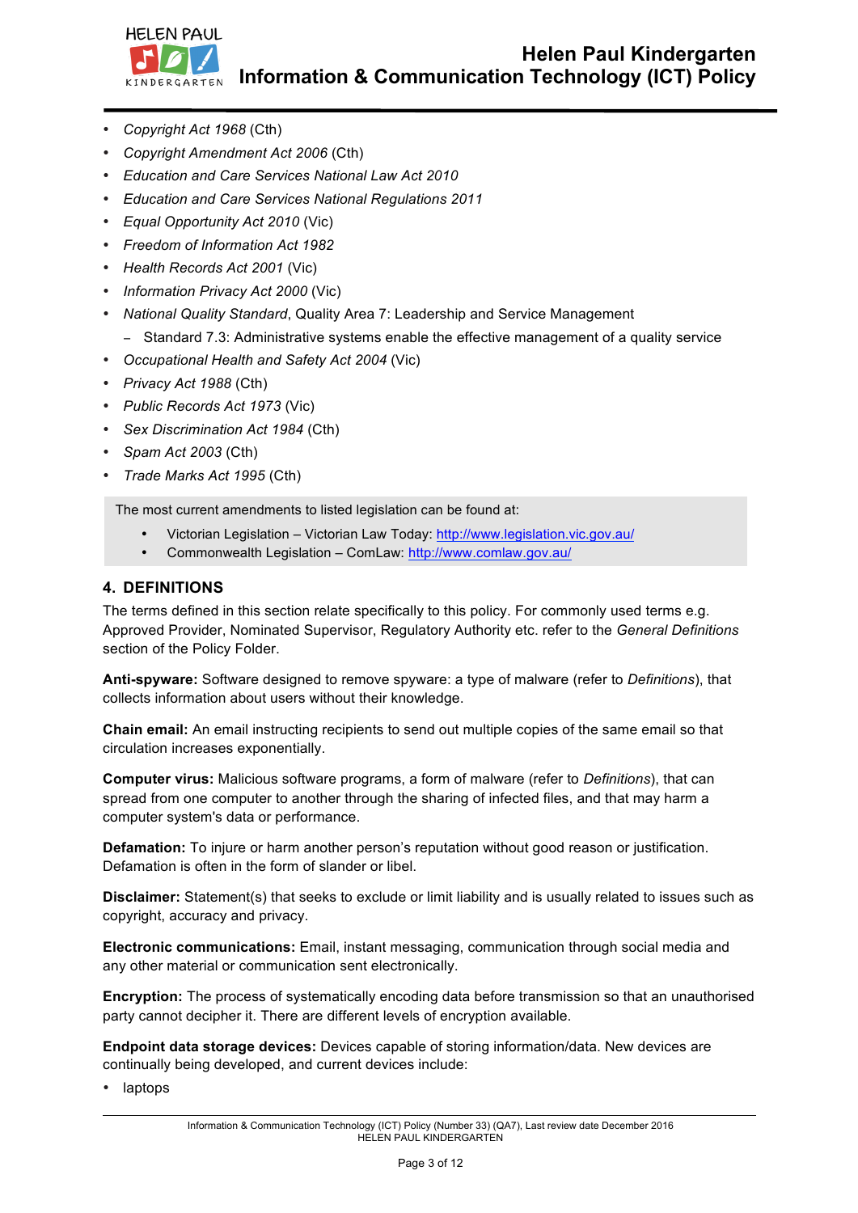- *Copyright Act 1968* (Cth)
- *Copyright Amendment Act 2006* (Cth)
- *Education and Care Services National Law Act 2010*
- *Education and Care Services National Regulations 2011*
- *Equal Opportunity Act 2010* (Vic)
- *Freedom of Information Act 1982*
- *Health Records Act 2001* (Vic)
- *Information Privacy Act 2000* (Vic)
- *National Quality Standard*, Quality Area 7: Leadership and Service Management
  - Standard 7.3: Administrative systems enable the effective management of a quality service
- *Occupational Health and Safety Act 2004* (Vic)
- *Privacy Act 1988* (Cth)
- *Public Records Act 1973* (Vic)
- *Sex Discrimination Act 1984* (Cth)
- *Spam Act 2003* (Cth)
- *Trade Marks Act 1995* (Cth)

The most current amendments to listed legislation can be found at:

- Victorian Legislation – Victorian Law Today: http://www.legislation.vic.gov.au/
- Commonwealth Legislation – ComLaw: http://www.comlaw.gov.au/

## 4. DEFINITIONS

The terms defined in this section relate specifically to this policy. For commonly used terms e.g. Approved Provider, Nominated Supervisor, Regulatory Authority etc. refer to the *General Definitions* section of the Policy Folder.

**Anti-spyware:** Software designed to remove spyware: a type of malware (refer to *Definitions*), that collects information about users without their knowledge.

**Chain email:** An email instructing recipients to send out multiple copies of the same email so that circulation increases exponentially.

**Computer virus:** Malicious software programs, a form of malware (refer to *Definitions*), that can spread from one computer to another through the sharing of infected files, and that may harm a computer system's data or performance.

**Defamation:** To injure or harm another person's reputation without good reason or justification. Defamation is often in the form of slander or libel.

**Disclaimer:** Statement(s) that seeks to exclude or limit liability and is usually related to issues such as copyright, accuracy and privacy.

**Electronic communications:** Email, instant messaging, communication through social media and any other material or communication sent electronically.

**Encryption:** The process of systematically encoding data before transmission so that an unauthorised party cannot decipher it. There are different levels of encryption available.

**Endpoint data storage devices:** Devices capable of storing information/data. New devices are continually being developed, and current devices include:

- laptops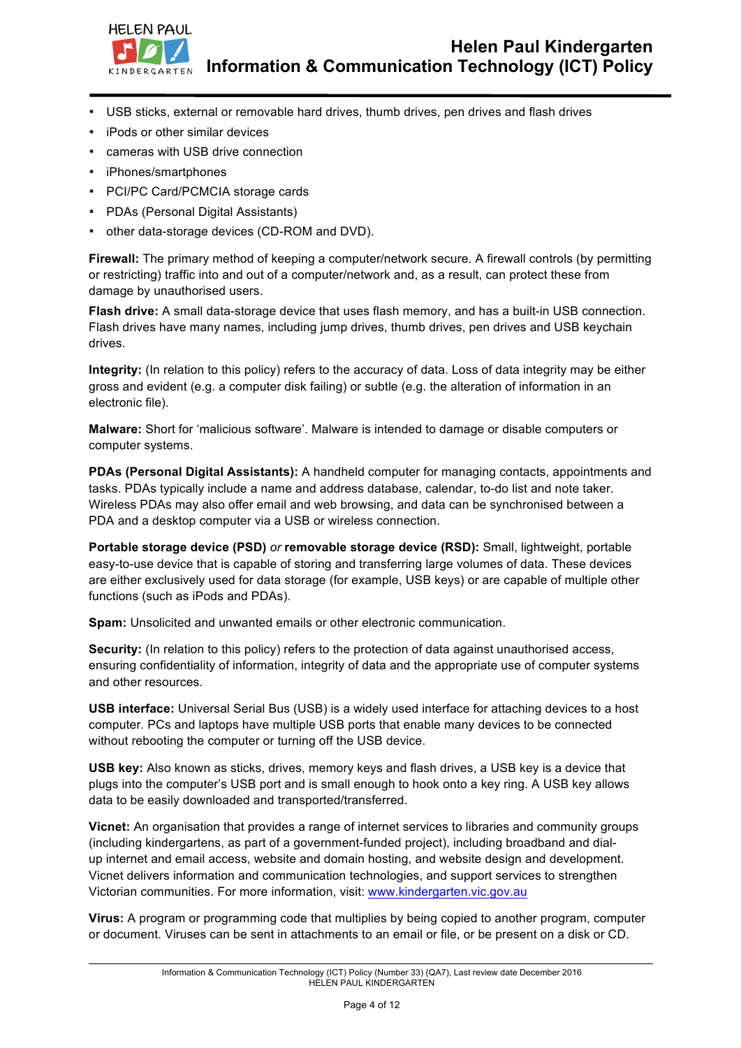- USB sticks, external or removable hard drives, thumb drives, pen drives and flash drives
- iPods or other similar devices
- cameras with USB drive connection
- iPhones/smartphones
- PCI/PC Card/PCMCIA storage cards
- PDAs (Personal Digital Assistants)
- other data-storage devices (CD-ROM and DVD).

**Firewall:** The primary method of keeping a computer/network secure. A firewall controls (by permitting or restricting) traffic into and out of a computer/network and, as a result, can protect these from damage by unauthorised users.

**Flash drive:** A small data-storage device that uses flash memory, and has a built-in USB connection. Flash drives have many names, including jump drives, thumb drives, pen drives and USB keychain drives.

**Integrity:** (In relation to this policy) refers to the accuracy of data. Loss of data integrity may be either gross and evident (e.g. a computer disk failing) or subtle (e.g. the alteration of information in an electronic file).

**Malware:** Short for 'malicious software'. Malware is intended to damage or disable computers or computer systems.

**PDAs (Personal Digital Assistants):** A handheld computer for managing contacts, appointments and tasks. PDAs typically include a name and address database, calendar, to-do list and note taker. Wireless PDAs may also offer email and web browsing, and data can be synchronised between a PDA and a desktop computer via a USB or wireless connection.

**Portable storage device (PSD)** *or* **removable storage device (RSD):** Small, lightweight, portable easy-to-use device that is capable of storing and transferring large volumes of data. These devices are either exclusively used for data storage (for example, USB keys) or are capable of multiple other functions (such as iPods and PDAs).

**Spam:** Unsolicited and unwanted emails or other electronic communication.

**Security:** (In relation to this policy) refers to the protection of data against unauthorised access, ensuring confidentiality of information, integrity of data and the appropriate use of computer systems and other resources.

**USB interface:** Universal Serial Bus (USB) is a widely used interface for attaching devices to a host computer. PCs and laptops have multiple USB ports that enable many devices to be connected without rebooting the computer or turning off the USB device.

**USB key:** Also known as sticks, drives, memory keys and flash drives, a USB key is a device that plugs into the computer's USB port and is small enough to hook onto a key ring. A USB key allows data to be easily downloaded and transported/transferred.

**Vicnet:** An organisation that provides a range of internet services to libraries and community groups (including kindergartens, as part of a government-funded project), including broadband and dial-up internet and email access, website and domain hosting, and website design and development. Vicnet delivers information and communication technologies, and support services to strengthen Victorian communities. For more information, visit: [www.kindergarten.vic.gov.au](www.kindergarten.vic.gov.au)

**Virus:** A program or programming code that multiplies by being copied to another program, computer or document. Viruses can be sent in attachments to an email or file, or be present on a disk or CD.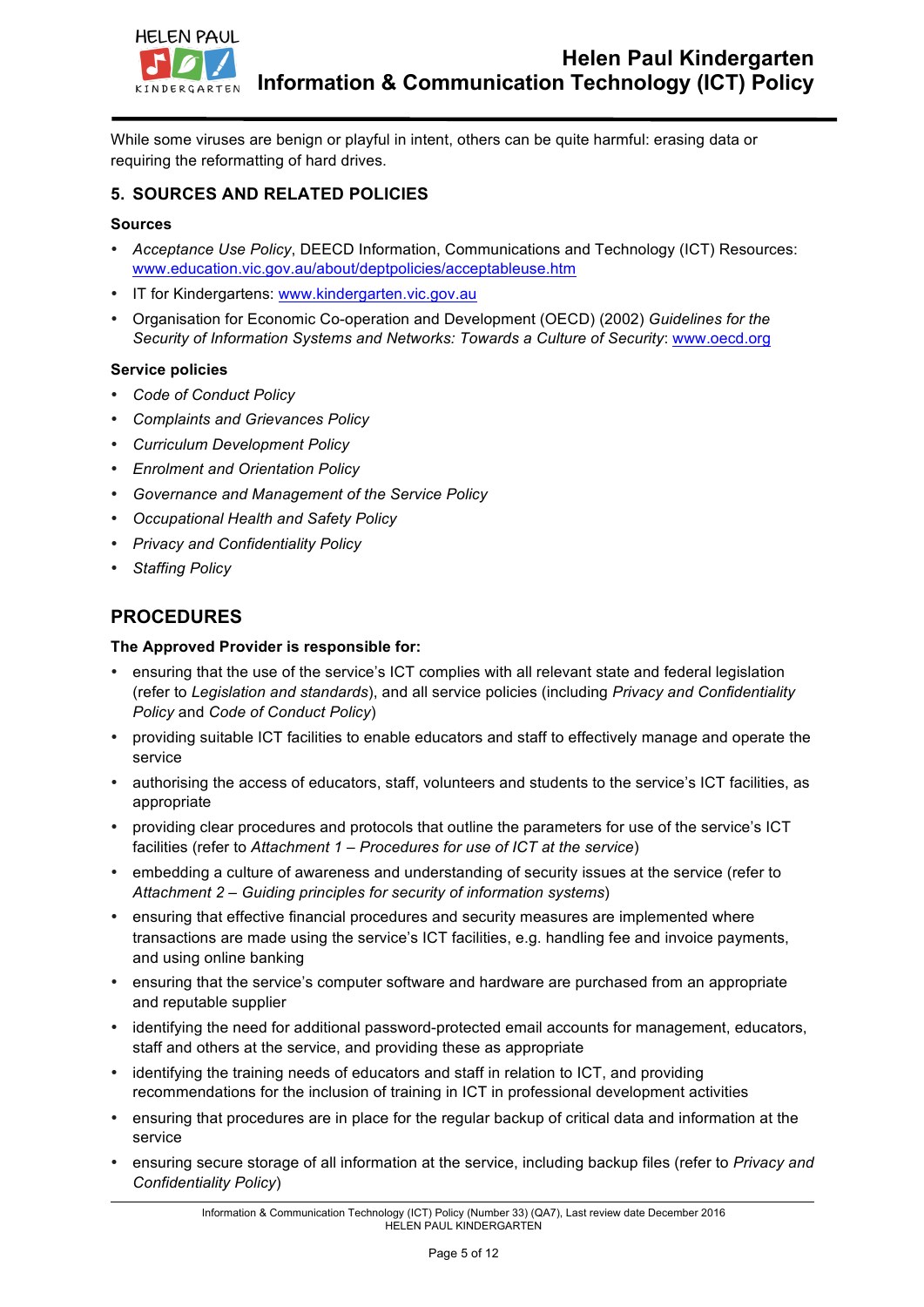While some viruses are benign or playful in intent, others can be quite harmful: erasing data or requiring the reformatting of hard drives.

## 5. SOURCES AND RELATED POLICIES

### Sources

- *Acceptance Use Policy*, DEECD Information, Communications and Technology (ICT) Resources: www.education.vic.gov.au/about/deptpolicies/acceptableuse.htm
- IT for Kindergartens: www.kindergarten.vic.gov.au
- Organisation for Economic Co-operation and Development (OECD) (2002) *Guidelines for the Security of Information Systems and Networks: Towards a Culture of Security*: www.oecd.org

### Service policies

- *Code of Conduct Policy*
- *Complaints and Grievances Policy*
- *Curriculum Development Policy*
- *Enrolment and Orientation Policy*
- *Governance and Management of the Service Policy*
- *Occupational Health and Safety Policy*
- *Privacy and Confidentiality Policy*
- *Staffing Policy*

## PROCEDURES

### The Approved Provider is responsible for:

- ensuring that the use of the service's ICT complies with all relevant state and federal legislation (refer to *Legislation and standards*), and all service policies (including *Privacy and Confidentiality Policy* and *Code of Conduct Policy*)
- providing suitable ICT facilities to enable educators and staff to effectively manage and operate the service
- authorising the access of educators, staff, volunteers and students to the service's ICT facilities, as appropriate
- providing clear procedures and protocols that outline the parameters for use of the service's ICT facilities (refer to *Attachment 1 – Procedures for use of ICT at the service*)
- embedding a culture of awareness and understanding of security issues at the service (refer to *Attachment 2 – Guiding principles for security of information systems*)
- ensuring that effective financial procedures and security measures are implemented where transactions are made using the service's ICT facilities, e.g. handling fee and invoice payments, and using online banking
- ensuring that the service's computer software and hardware are purchased from an appropriate and reputable supplier
- identifying the need for additional password-protected email accounts for management, educators, staff and others at the service, and providing these as appropriate
- identifying the training needs of educators and staff in relation to ICT, and providing recommendations for the inclusion of training in ICT in professional development activities
- ensuring that procedures are in place for the regular backup of critical data and information at the service
- ensuring secure storage of all information at the service, including backup files (refer to *Privacy and Confidentiality Policy*)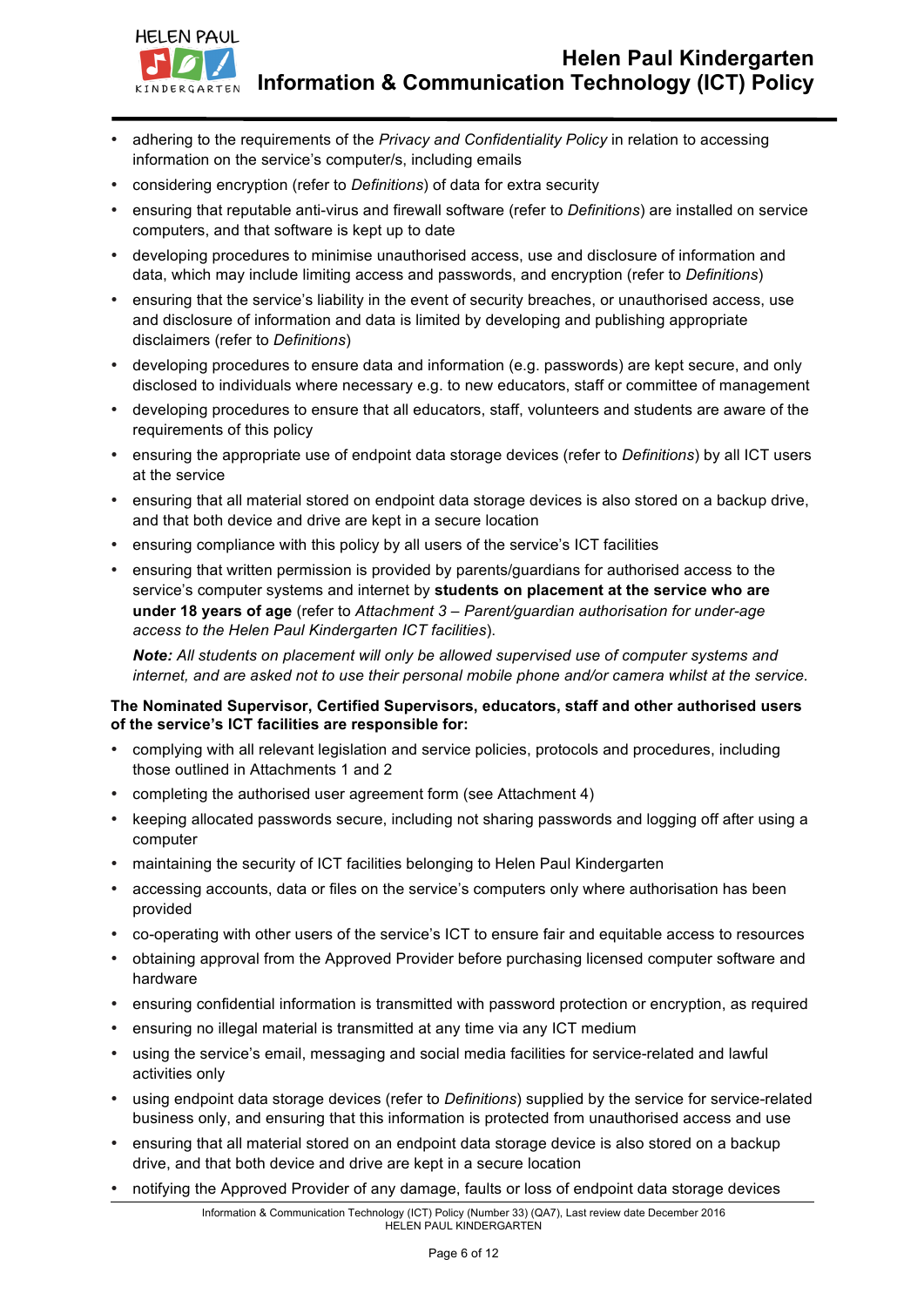- adhering to the requirements of the *Privacy and Confidentiality Policy* in relation to accessing information on the service's computer/s, including emails
- considering encryption (refer to *Definitions*) of data for extra security
- ensuring that reputable anti-virus and firewall software (refer to *Definitions*) are installed on service computers, and that software is kept up to date
- developing procedures to minimise unauthorised access, use and disclosure of information and data, which may include limiting access and passwords, and encryption (refer to *Definitions*)
- ensuring that the service's liability in the event of security breaches, or unauthorised access, use and disclosure of information and data is limited by developing and publishing appropriate disclaimers (refer to *Definitions*)
- developing procedures to ensure data and information (e.g. passwords) are kept secure, and only disclosed to individuals where necessary e.g. to new educators, staff or committee of management
- developing procedures to ensure that all educators, staff, volunteers and students are aware of the requirements of this policy
- ensuring the appropriate use of endpoint data storage devices (refer to *Definitions*) by all ICT users at the service
- ensuring that all material stored on endpoint data storage devices is also stored on a backup drive, and that both device and drive are kept in a secure location
- ensuring compliance with this policy by all users of the service's ICT facilities
- ensuring that written permission is provided by parents/guardians for authorised access to the service's computer systems and internet by **students on placement at the service who are under 18 years of age** (refer to *Attachment 3 – Parent/guardian authorisation for under-age access to the Helen Paul Kindergarten ICT facilities*).

  ***Note:*** *All students on placement will only be allowed supervised use of computer systems and internet, and are asked not to use their personal mobile phone and/or camera whilst at the service.*

**The Nominated Supervisor, Certified Supervisors, educators, staff and other authorised users of the service's ICT facilities are responsible for:**

- complying with all relevant legislation and service policies, protocols and procedures, including those outlined in Attachments 1 and 2
- completing the authorised user agreement form (see Attachment 4)
- keeping allocated passwords secure, including not sharing passwords and logging off after using a computer
- maintaining the security of ICT facilities belonging to Helen Paul Kindergarten
- accessing accounts, data or files on the service's computers only where authorisation has been provided
- co-operating with other users of the service's ICT to ensure fair and equitable access to resources
- obtaining approval from the Approved Provider before purchasing licensed computer software and hardware
- ensuring confidential information is transmitted with password protection or encryption, as required
- ensuring no illegal material is transmitted at any time via any ICT medium
- using the service's email, messaging and social media facilities for service-related and lawful activities only
- using endpoint data storage devices (refer to *Definitions*) supplied by the service for service-related business only, and ensuring that this information is protected from unauthorised access and use
- ensuring that all material stored on an endpoint data storage device is also stored on a backup drive, and that both device and drive are kept in a secure location
- notifying the Approved Provider of any damage, faults or loss of endpoint data storage devices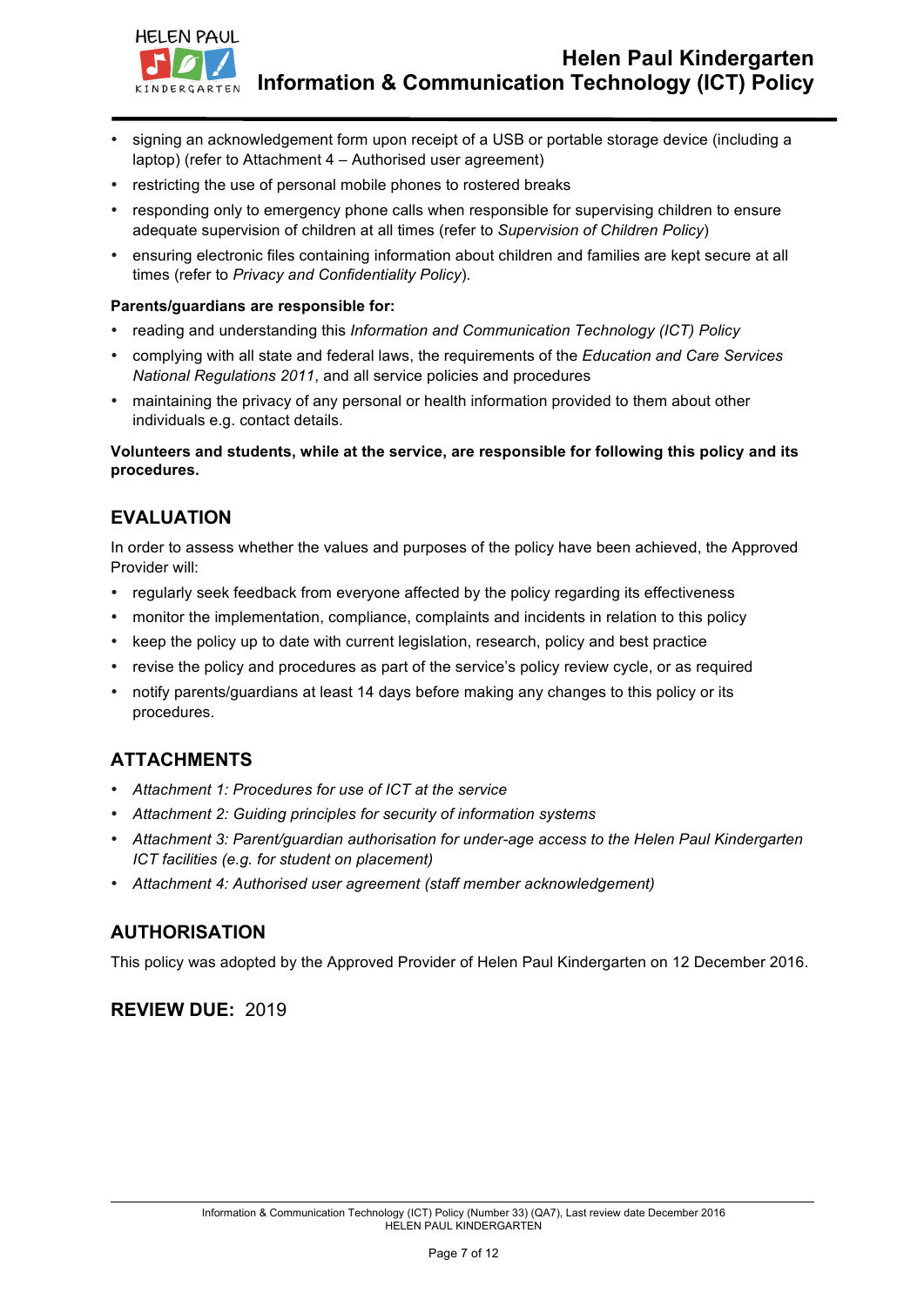- signing an acknowledgement form upon receipt of a USB or portable storage device (including a laptop) (refer to Attachment 4 – Authorised user agreement)
- restricting the use of personal mobile phones to rostered breaks
- responding only to emergency phone calls when responsible for supervising children to ensure adequate supervision of children at all times (refer to *Supervision of Children Policy*)
- ensuring electronic files containing information about children and families are kept secure at all times (refer to *Privacy and Confidentiality Policy*).

**Parents/guardians are responsible for:**

- reading and understanding this *Information and Communication Technology (ICT) Policy*
- complying with all state and federal laws, the requirements of the *Education and Care Services National Regulations 2011*, and all service policies and procedures
- maintaining the privacy of any personal or health information provided to them about other individuals e.g. contact details.

**Volunteers and students, while at the service, are responsible for following this policy and its procedures.**

## EVALUATION

In order to assess whether the values and purposes of the policy have been achieved, the Approved Provider will:

- regularly seek feedback from everyone affected by the policy regarding its effectiveness
- monitor the implementation, compliance, complaints and incidents in relation to this policy
- keep the policy up to date with current legislation, research, policy and best practice
- revise the policy and procedures as part of the service's policy review cycle, or as required
- notify parents/guardians at least 14 days before making any changes to this policy or its procedures.

## ATTACHMENTS

- *Attachment 1: Procedures for use of ICT at the service*
- *Attachment 2: Guiding principles for security of information systems*
- *Attachment 3: Parent/guardian authorisation for under-age access to the Helen Paul Kindergarten ICT facilities (e.g. for student on placement)*
- *Attachment 4: Authorised user agreement (staff member acknowledgement)*

## AUTHORISATION

This policy was adopted by the Approved Provider of Helen Paul Kindergarten on 12 December 2016.

## REVIEW DUE: 2019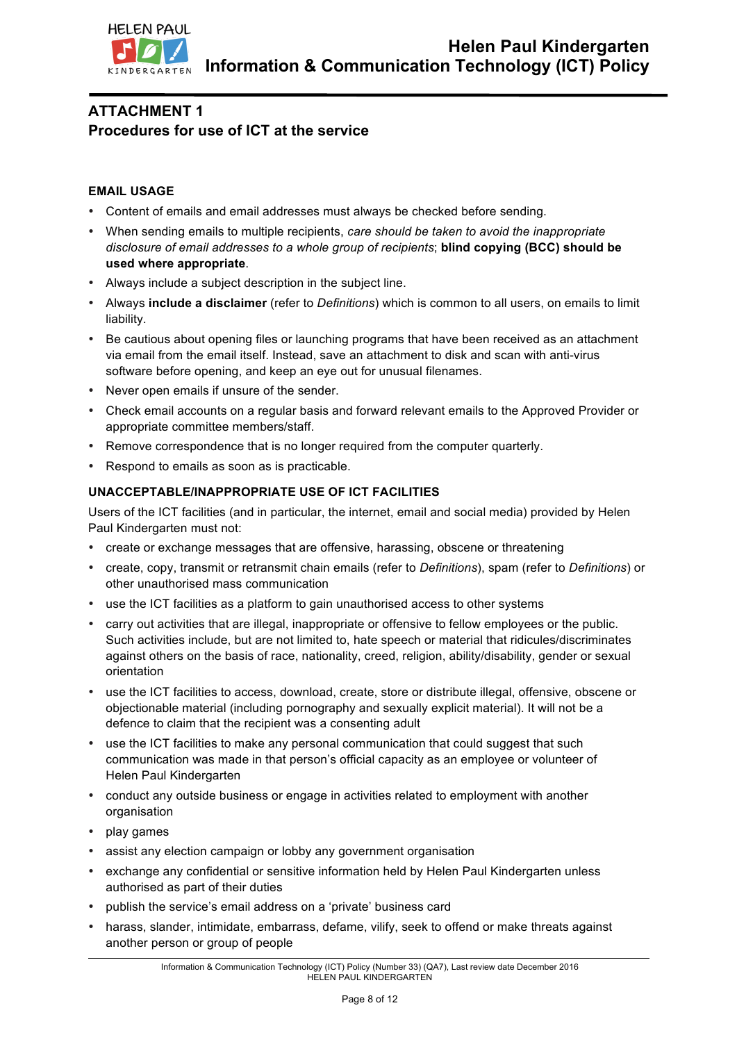## ATTACHMENT 1
## Procedures for use of ICT at the service

### EMAIL USAGE

- Content of emails and email addresses must always be checked before sending.
- When sending emails to multiple recipients, *care should be taken to avoid the inappropriate disclosure of email addresses to a whole group of recipients*; **blind copying (BCC) should be used where appropriate**.
- Always include a subject description in the subject line.
- Always **include a disclaimer** (refer to *Definitions*) which is common to all users, on emails to limit liability.
- Be cautious about opening files or launching programs that have been received as an attachment via email from the email itself. Instead, save an attachment to disk and scan with anti-virus software before opening, and keep an eye out for unusual filenames.
- Never open emails if unsure of the sender.
- Check email accounts on a regular basis and forward relevant emails to the Approved Provider or appropriate committee members/staff.
- Remove correspondence that is no longer required from the computer quarterly.
- Respond to emails as soon as is practicable.

### UNACCEPTABLE/INAPPROPRIATE USE OF ICT FACILITIES

Users of the ICT facilities (and in particular, the internet, email and social media) provided by Helen Paul Kindergarten must not:

- create or exchange messages that are offensive, harassing, obscene or threatening
- create, copy, transmit or retransmit chain emails (refer to *Definitions*), spam (refer to *Definitions*) or other unauthorised mass communication
- use the ICT facilities as a platform to gain unauthorised access to other systems
- carry out activities that are illegal, inappropriate or offensive to fellow employees or the public. Such activities include, but are not limited to, hate speech or material that ridicules/discriminates against others on the basis of race, nationality, creed, religion, ability/disability, gender or sexual orientation
- use the ICT facilities to access, download, create, store or distribute illegal, offensive, obscene or objectionable material (including pornography and sexually explicit material). It will not be a defence to claim that the recipient was a consenting adult
- use the ICT facilities to make any personal communication that could suggest that such communication was made in that person's official capacity as an employee or volunteer of Helen Paul Kindergarten
- conduct any outside business or engage in activities related to employment with another organisation
- play games
- assist any election campaign or lobby any government organisation
- exchange any confidential or sensitive information held by Helen Paul Kindergarten unless authorised as part of their duties
- publish the service's email address on a 'private' business card
- harass, slander, intimidate, embarrass, defame, vilify, seek to offend or make threats against another person or group of people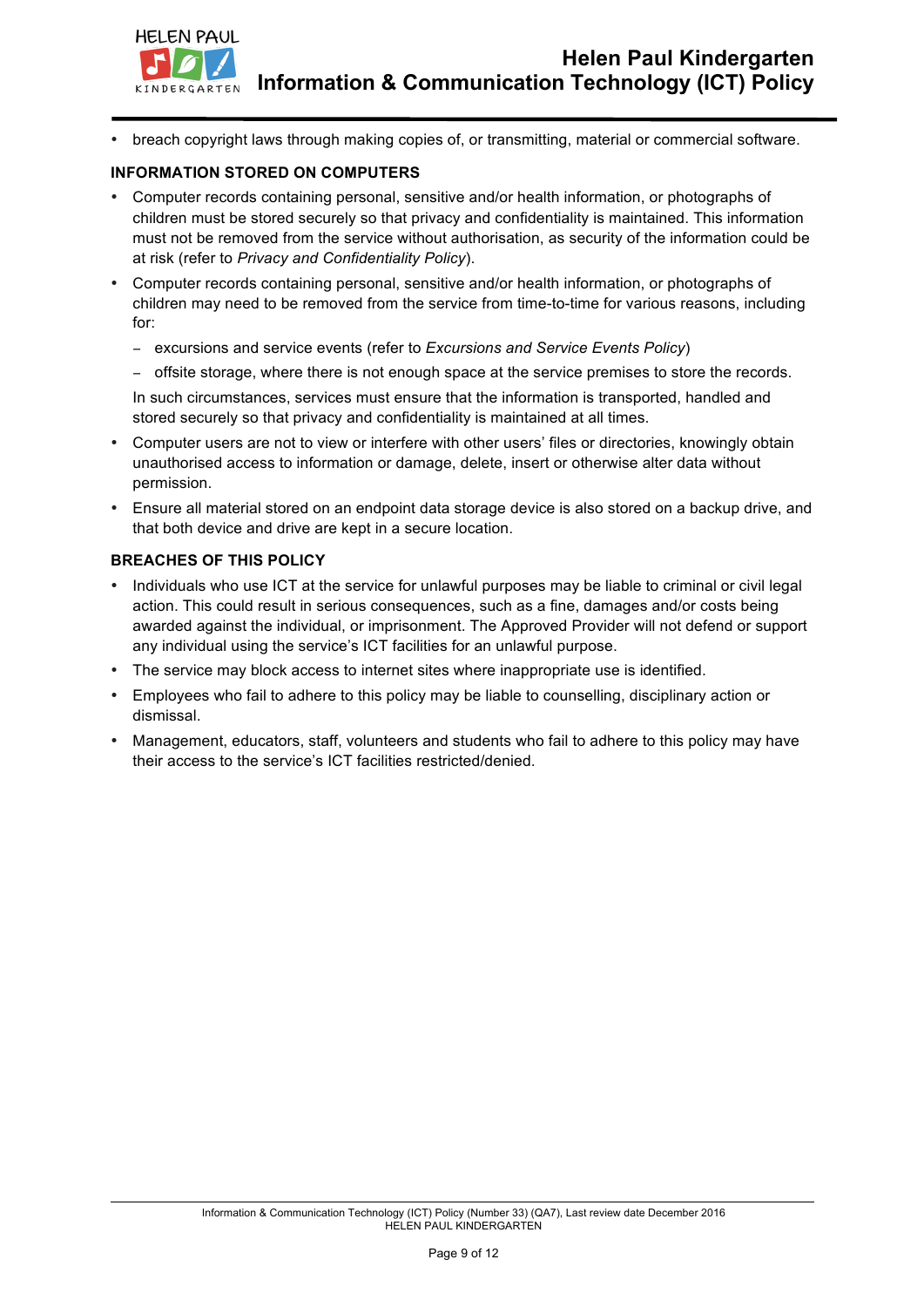- breach copyright laws through making copies of, or transmitting, material or commercial software.

**INFORMATION STORED ON COMPUTERS**

- Computer records containing personal, sensitive and/or health information, or photographs of children must be stored securely so that privacy and confidentiality is maintained. This information must not be removed from the service without authorisation, as security of the information could be at risk (refer to *Privacy and Confidentiality Policy*).
- Computer records containing personal, sensitive and/or health information, or photographs of children may need to be removed from the service from time-to-time for various reasons, including for:
  - excursions and service events (refer to *Excursions and Service Events Policy*)
  - offsite storage, where there is not enough space at the service premises to store the records.

  In such circumstances, services must ensure that the information is transported, handled and stored securely so that privacy and confidentiality is maintained at all times.
- Computer users are not to view or interfere with other users' files or directories, knowingly obtain unauthorised access to information or damage, delete, insert or otherwise alter data without permission.
- Ensure all material stored on an endpoint data storage device is also stored on a backup drive, and that both device and drive are kept in a secure location.

**BREACHES OF THIS POLICY**

- Individuals who use ICT at the service for unlawful purposes may be liable to criminal or civil legal action. This could result in serious consequences, such as a fine, damages and/or costs being awarded against the individual, or imprisonment. The Approved Provider will not defend or support any individual using the service's ICT facilities for an unlawful purpose.
- The service may block access to internet sites where inappropriate use is identified.
- Employees who fail to adhere to this policy may be liable to counselling, disciplinary action or dismissal.
- Management, educators, staff, volunteers and students who fail to adhere to this policy may have their access to the service's ICT facilities restricted/denied.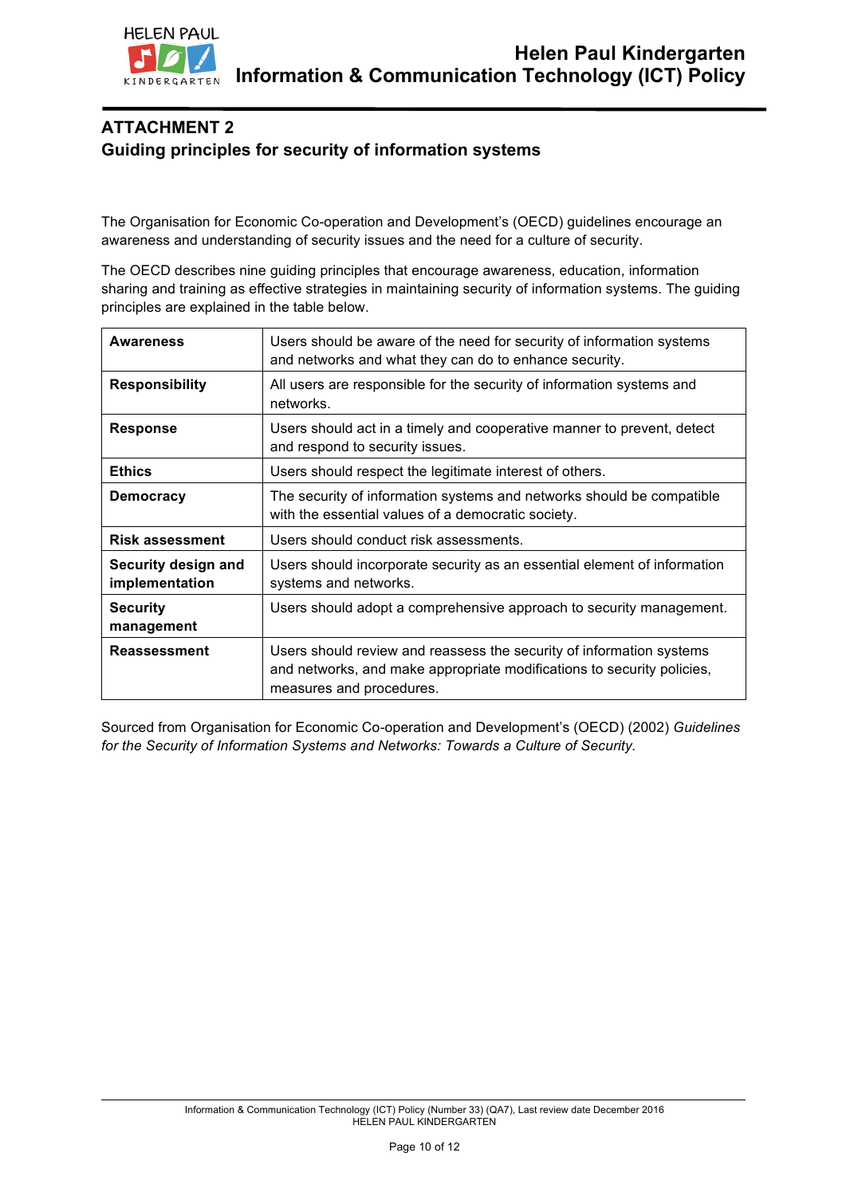## ATTACHMENT 2
## Guiding principles for security of information systems

The Organisation for Economic Co-operation and Development's (OECD) guidelines encourage an awareness and understanding of security issues and the need for a culture of security.

The OECD describes nine guiding principles that encourage awareness, education, information sharing and training as effective strategies in maintaining security of information systems. The guiding principles are explained in the table below.

| | |
|---|---|
| **Awareness** | Users should be aware of the need for security of information systems and networks and what they can do to enhance security. |
| **Responsibility** | All users are responsible for the security of information systems and networks. |
| **Response** | Users should act in a timely and cooperative manner to prevent, detect and respond to security issues. |
| **Ethics** | Users should respect the legitimate interest of others. |
| **Democracy** | The security of information systems and networks should be compatible with the essential values of a democratic society. |
| **Risk assessment** | Users should conduct risk assessments. |
| **Security design and implementation** | Users should incorporate security as an essential element of information systems and networks. |
| **Security management** | Users should adopt a comprehensive approach to security management. |
| **Reassessment** | Users should review and reassess the security of information systems and networks, and make appropriate modifications to security policies, measures and procedures. |

Sourced from Organisation for Economic Co-operation and Development's (OECD) (2002) *Guidelines for the Security of Information Systems and Networks: Towards a Culture of Security.*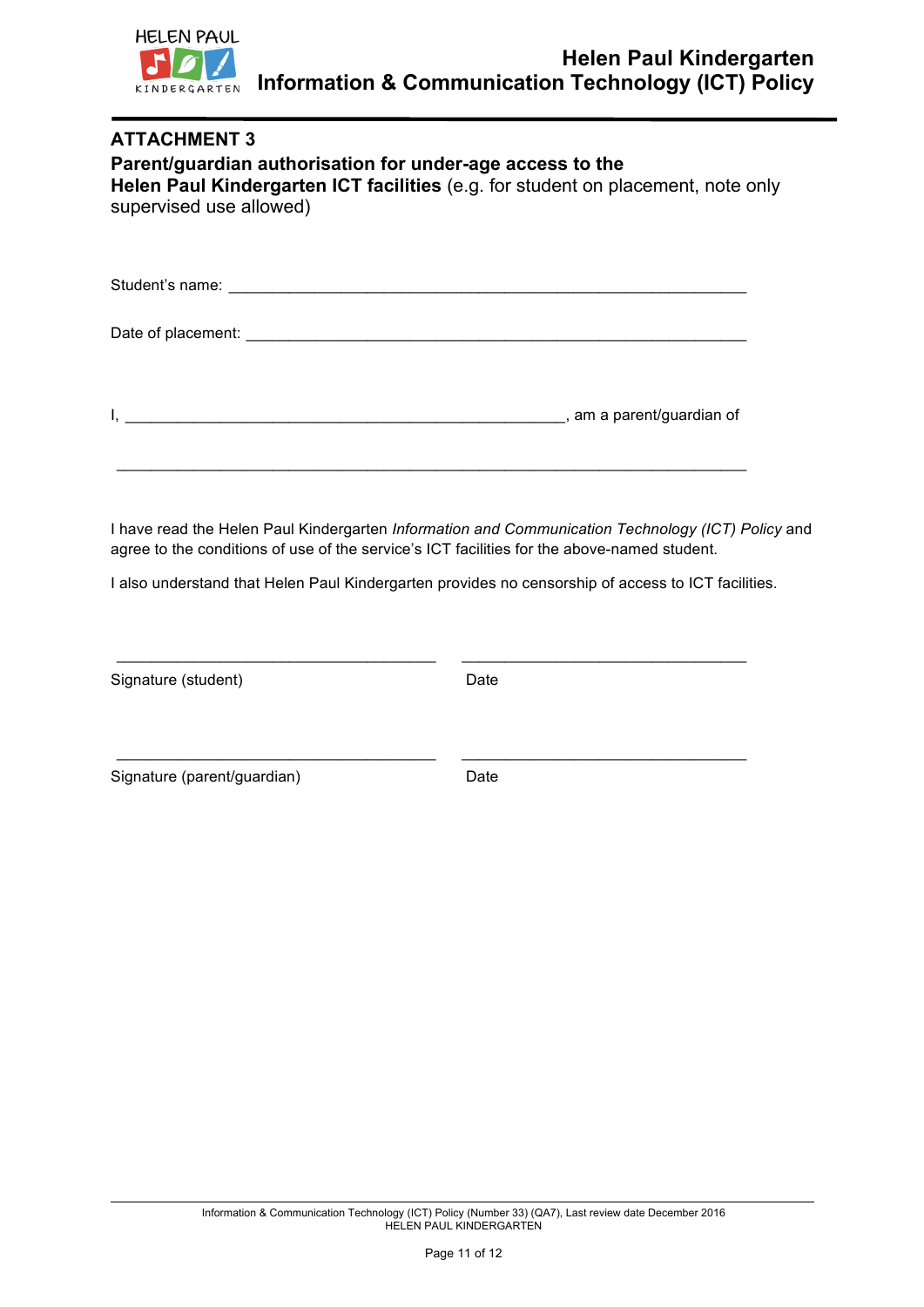## ATTACHMENT 3

**Parent/guardian authorisation for under-age access to the Helen Paul Kindergarten ICT facilities** (e.g. for student on placement, note only supervised use allowed)

Student's name: ____________________________________________________________

Date of placement: __________________________________________________________

I, ____________________________________________________, am a parent/guardian of

__________________________________________________________________________

I have read the Helen Paul Kindergarten *Information and Communication Technology (ICT) Policy* and agree to the conditions of use of the service's ICT facilities for the above-named student.

I also understand that Helen Paul Kindergarten provides no censorship of access to ICT facilities.

_____________________________________ _________________________________

Signature (student) Date

_____________________________________ _________________________________

Signature (parent/guardian) Date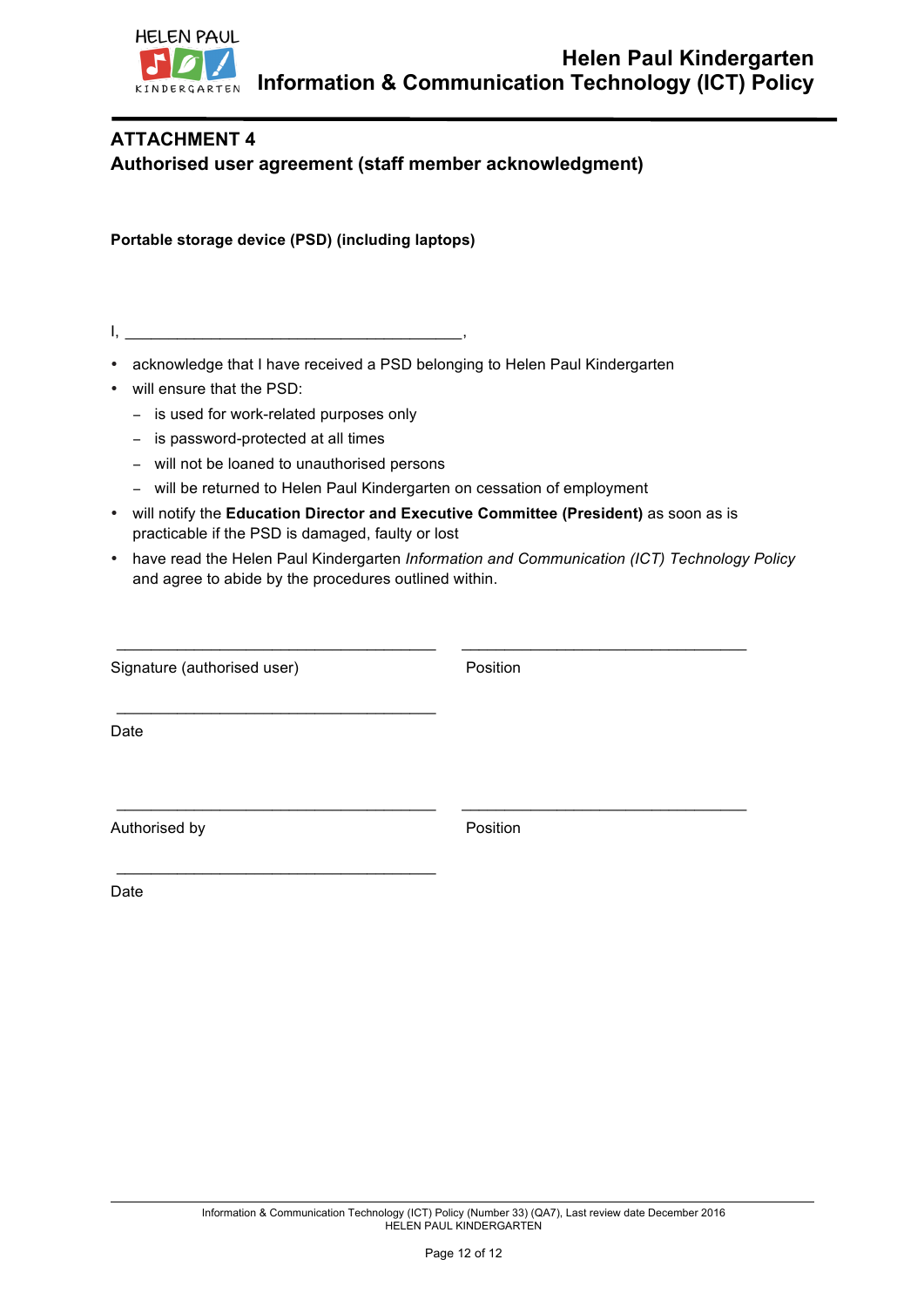## ATTACHMENT 4

## Authorised user agreement (staff member acknowledgment)

**Portable storage device (PSD) (including laptops)**

I, ________________________________________,

- acknowledge that I have received a PSD belonging to Helen Paul Kindergarten
- will ensure that the PSD:
  - is used for work-related purposes only
  - is password-protected at all times
  - will not be loaned to unauthorised persons
  - will be returned to Helen Paul Kindergarten on cessation of employment
- will notify the **Education Director and Executive Committee (President)** as soon as is practicable if the PSD is damaged, faulty or lost
- have read the Helen Paul Kindergarten *Information and Communication (ICT) Technology Policy* and agree to abide by the procedures outlined within.

______________________________________ ______________________________________

Signature (authorised user) Position

______________________________________

Date

______________________________________ ______________________________________

Authorised by Position

______________________________________

Date